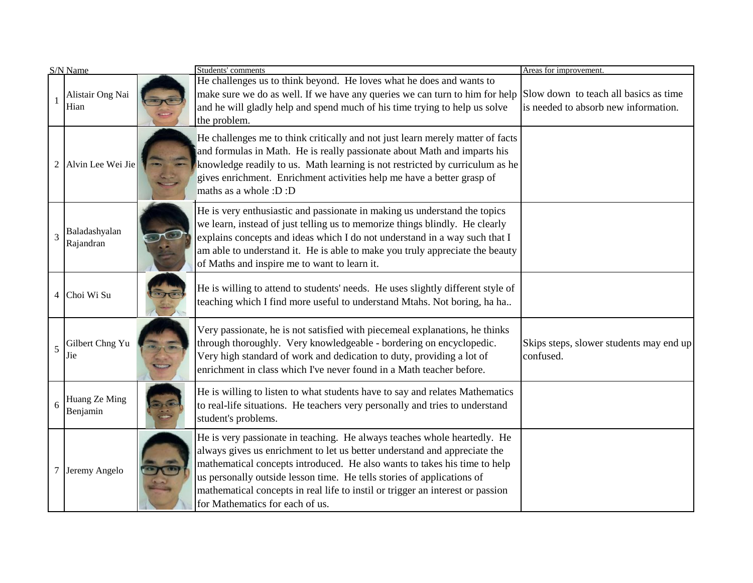| S/N | Name | | Students' comments | Areas for improvement. |
|---|---|---|---|---|
| 1 | Alistair Ong Nai Hian | | He challenges us to think beyond. He loves what he does and wants to make sure we do as well. If we have any queries we can turn to him for help and he will gladly help and spend much of his time trying to help us solve the problem. | Slow down to teach all basics as time is needed to absorb new information. |
| 2 | Alvin Lee Wei Jie | | He challenges me to think critically and not just learn merely matter of facts and formulas in Math. He is really passionate about Math and imparts his knowledge readily to us. Math learning is not restricted by curriculum as he gives enrichment. Enrichment activities help me have a better grasp of maths as a whole :D :D | |
| 3 | Baladashyalan Rajandran | | He is very enthusiastic and passionate in making us understand the topics we learn, instead of just telling us to memorize things blindly. He clearly explains concepts and ideas which I do not understand in a way such that I am able to understand it. He is able to make you truly appreciate the beauty of Maths and inspire me to want to learn it. | |
| 4 | Choi Wi Su | | He is willing to attend to students' needs. He uses slightly different style of teaching which I find more useful to understand Mtahs. Not boring, ha ha.. | |
| 5 | Gilbert Chng Yu Jie | | Very passionate, he is not satisfied with piecemeal explanations, he thinks through thoroughly. Very knowledgeable - bordering on encyclopedic. Very high standard of work and dedication to duty, providing a lot of enrichment in class which I've never found in a Math teacher before. | Skips steps, slower students may end up confused. |
| 6 | Huang Ze Ming Benjamin | | He is willing to listen to what students have to say and relates Mathematics to real-life situations. He teachers very personally and tries to understand student's problems. | |
| 7 | Jeremy Angelo | | He is very passionate in teaching. He always teaches whole heartedly. He always gives us enrichment to let us better understand and appreciate the mathematical concepts introduced. He also wants to takes his time to help us personally outside lesson time. He tells stories of applications of mathematical concepts in real life to instil or trigger an interest or passion for Mathematics for each of us. | |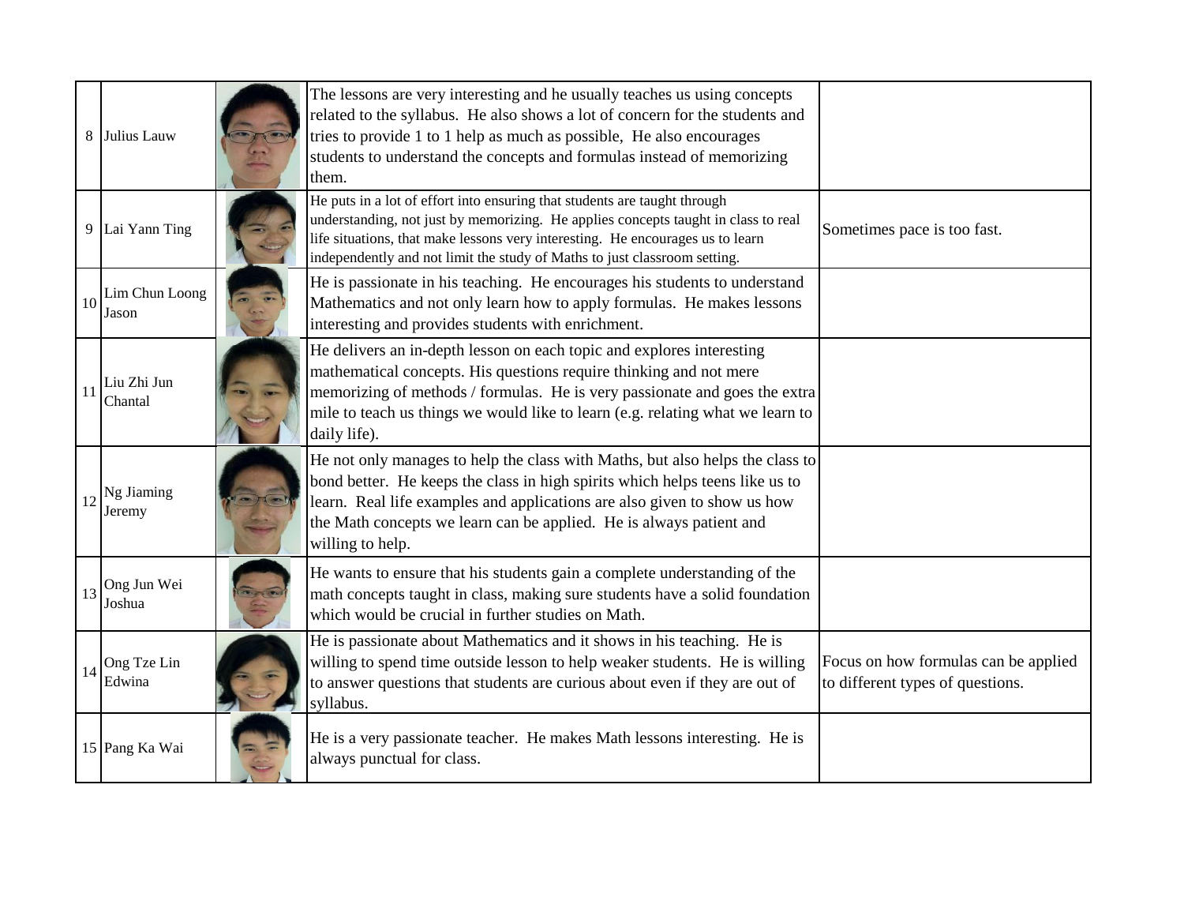| | | | | |
|---|---|---|---|---|
| 8 | Julius Lauw | | The lessons are very interesting and he usually teaches us using concepts related to the syllabus. He also shows a lot of concern for the students and tries to provide 1 to 1 help as much as possible, He also encourages students to understand the concepts and formulas instead of memorizing them. | |
| 9 | Lai Yann Ting | | He puts in a lot of effort into ensuring that students are taught through understanding, not just by memorizing. He applies concepts taught in class to real life situations, that make lessons very interesting. He encourages us to learn independently and not limit the study of Maths to just classroom setting. | Sometimes pace is too fast. |
| 10 | Lim Chun Loong Jason | | He is passionate in his teaching. He encourages his students to understand Mathematics and not only learn how to apply formulas. He makes lessons interesting and provides students with enrichment. | |
| 11 | Liu Zhi Jun Chantal | | He delivers an in-depth lesson on each topic and explores interesting mathematical concepts. His questions require thinking and not mere memorizing of methods / formulas. He is very passionate and goes the extra mile to teach us things we would like to learn (e.g. relating what we learn to daily life). | |
| 12 | Ng Jiaming Jeremy | | He not only manages to help the class with Maths, but also helps the class to bond better. He keeps the class in high spirits which helps teens like us to learn. Real life examples and applications are also given to show us how the Math concepts we learn can be applied. He is always patient and willing to help. | |
| 13 | Ong Jun Wei Joshua | | He wants to ensure that his students gain a complete understanding of the math concepts taught in class, making sure students have a solid foundation which would be crucial in further studies on Math. | |
| 14 | Ong Tze Lin Edwina | | He is passionate about Mathematics and it shows in his teaching. He is willing to spend time outside lesson to help weaker students. He is willing to answer questions that students are curious about even if they are out of syllabus. | Focus on how formulas can be applied to different types of questions. |
| 15 | Pang Ka Wai | | He is a very passionate teacher. He makes Math lessons interesting. He is always punctual for class. | |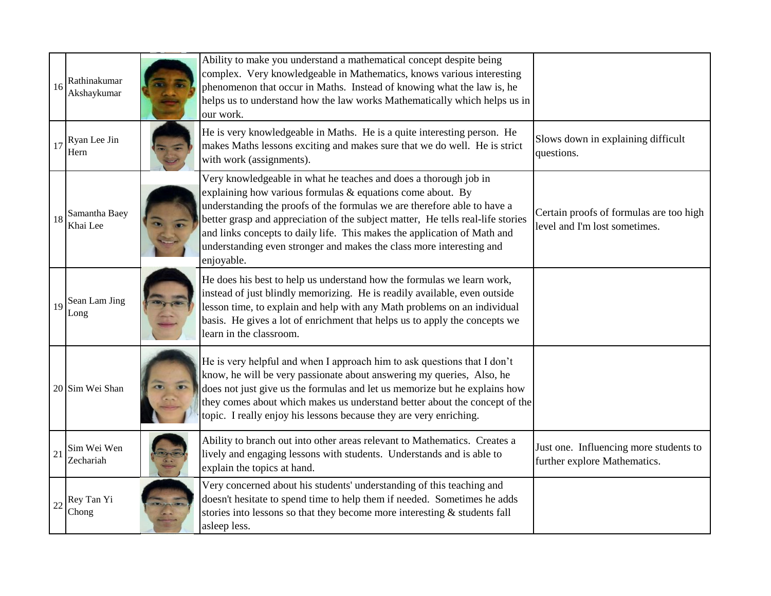| 16 | Rathinakumar Akshaykumar | | Ability to make you understand a mathematical concept despite being complex. Very knowledgeable in Mathematics, knows various interesting phenomenon that occur in Maths. Instead of knowing what the law is, he helps us to understand how the law works Mathematically which helps us in our work. | |
|---|---|---|---|---|
| 17 | Ryan Lee Jin Hern | | He is very knowledgeable in Maths. He is a quite interesting person. He makes Maths lessons exciting and makes sure that we do well. He is strict with work (assignments). | Slows down in explaining difficult questions. |
| 18 | Samantha Baey Khai Lee | | Very knowledgeable in what he teaches and does a thorough job in explaining how various formulas & equations come about. By understanding the proofs of the formulas we are therefore able to have a better grasp and appreciation of the subject matter, He tells real-life stories and links concepts to daily life. This makes the application of Math and understanding even stronger and makes the class more interesting and enjoyable. | Certain proofs of formulas are too high level and I'm lost sometimes. |
| 19 | Sean Lam Jing Long | | He does his best to help us understand how the formulas we learn work, instead of just blindly memorizing. He is readily available, even outside lesson time, to explain and help with any Math problems on an individual basis. He gives a lot of enrichment that helps us to apply the concepts we learn in the classroom. | |
| 20 | Sim Wei Shan | | He is very helpful and when I approach him to ask questions that I don't know, he will be very passionate about answering my queries, Also, he does not just give us the formulas and let us memorize but he explains how they comes about which makes us understand better about the concept of the topic. I really enjoy his lessons because they are very enriching. | |
| 21 | Sim Wei Wen Zechariah | | Ability to branch out into other areas relevant to Mathematics. Creates a lively and engaging lessons with students. Understands and is able to explain the topics at hand. | Just one. Influencing more students to further explore Mathematics. |
| 22 | Rey Tan Yi Chong | | Very concerned about his students' understanding of this teaching and doesn't hesitate to spend time to help them if needed. Sometimes he adds stories into lessons so that they become more interesting & students fall asleep less. | |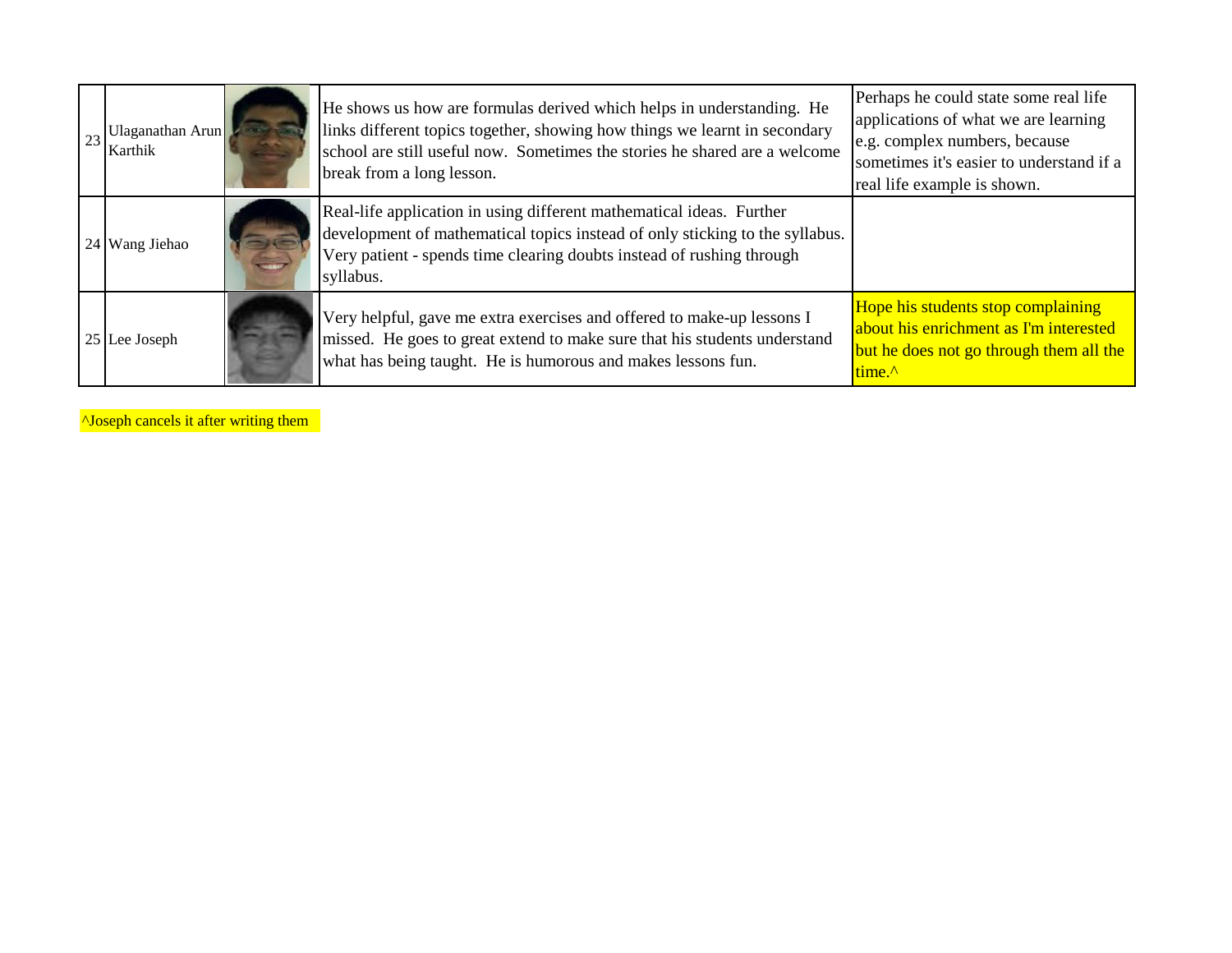| | | | | |
|---|---|---|---|---|
| 23 | Ulaganathan Arun Karthik | | He shows us how are formulas derived which helps in understanding. He links different topics together, showing how things we learnt in secondary school are still useful now. Sometimes the stories he shared are a welcome break from a long lesson. | Perhaps he could state some real life applications of what we are learning e.g. complex numbers, because sometimes it's easier to understand if a real life example is shown. |
| 24 | Wang Jiehao | | Real-life application in using different mathematical ideas. Further development of mathematical topics instead of only sticking to the syllabus. Very patient - spends time clearing doubts instead of rushing through syllabus. | |
| 25 | Lee Joseph | | Very helpful, gave me extra exercises and offered to make-up lessons I missed. He goes to great extend to make sure that his students understand what has being taught. He is humorous and makes lessons fun. | Hope his students stop complaining about his enrichment as I'm interested but he does not go through them all the time.^ |

^Joseph cancels it after writing them